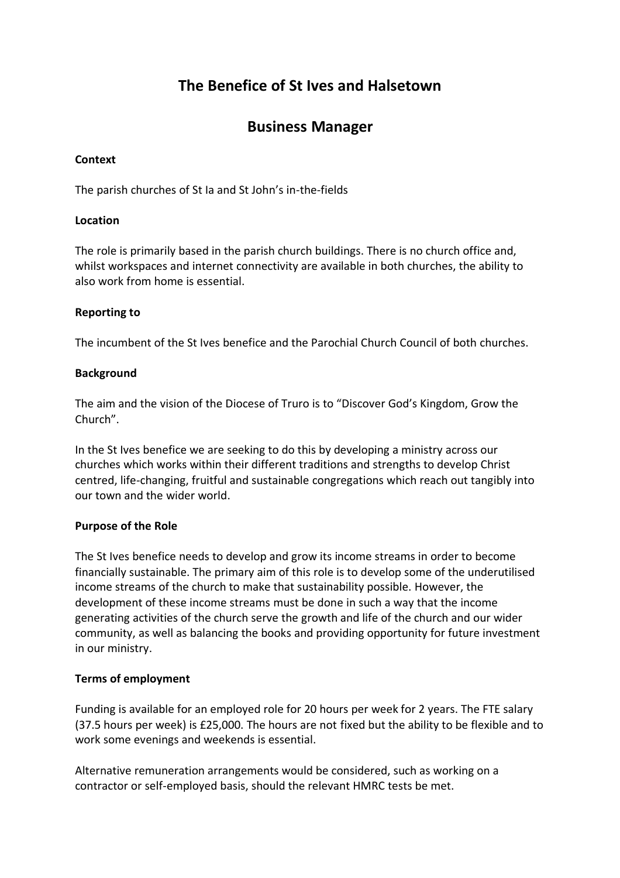# The Benefice of St Ives and Halsetown

# Business Manager

**Context**

The parish churches of St Ia and St John's in-the-fields

**Location**

The role is primarily based in the parish church buildings. There is no church office and, whilst workspaces and internet connectivity are available in both churches, the ability to also work from home is essential.

**Reporting to**

The incumbent of the St Ives benefice and the Parochial Church Council of both churches.

**Background**

The aim and the vision of the Diocese of Truro is to "Discover God's Kingdom, Grow the Church".

In the St Ives benefice we are seeking to do this by developing a ministry across our churches which works within their different traditions and strengths to develop Christ centred, life-changing, fruitful and sustainable congregations which reach out tangibly into our town and the wider world.

**Purpose of the Role**

The St Ives benefice needs to develop and grow its income streams in order to become financially sustainable. The primary aim of this role is to develop some of the underutilised income streams of the church to make that sustainability possible. However, the development of these income streams must be done in such a way that the income generating activities of the church serve the growth and life of the church and our wider community, as well as balancing the books and providing opportunity for future investment in our ministry.

**Terms of employment**

Funding is available for an employed role for 20 hours per week for 2 years. The FTE salary (37.5 hours per week) is £25,000. The hours are not fixed but the ability to be flexible and to work some evenings and weekends is essential.

Alternative remuneration arrangements would be considered, such as working on a contractor or self-employed basis, should the relevant HMRC tests be met.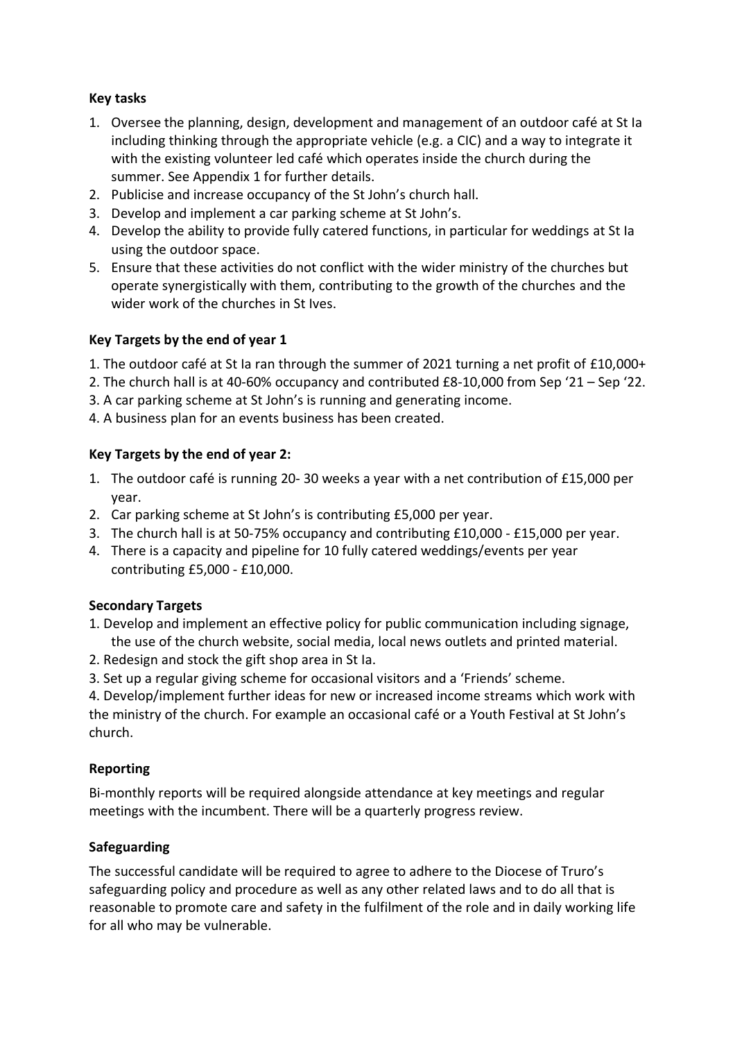**Key tasks**

1. Oversee the planning, design, development and management of an outdoor café at St Ia including thinking through the appropriate vehicle (e.g. a CIC) and a way to integrate it with the existing volunteer led café which operates inside the church during the summer. See Appendix 1 for further details.
2. Publicise and increase occupancy of the St John's church hall.
3. Develop and implement a car parking scheme at St John's.
4. Develop the ability to provide fully catered functions, in particular for weddings at St Ia using the outdoor space.
5. Ensure that these activities do not conflict with the wider ministry of the churches but operate synergistically with them, contributing to the growth of the churches and the wider work of the churches in St Ives.

**Key Targets by the end of year 1**

1. The outdoor café at St Ia ran through the summer of 2021 turning a net profit of £10,000+
2. The church hall is at 40-60% occupancy and contributed £8-10,000 from Sep '21 – Sep '22.
3. A car parking scheme at St John's is running and generating income.
4. A business plan for an events business has been created.

**Key Targets by the end of year 2:**

1. The outdoor café is running 20- 30 weeks a year with a net contribution of £15,000 per year.
2. Car parking scheme at St John's is contributing £5,000 per year.
3. The church hall is at 50-75% occupancy and contributing £10,000 - £15,000 per year.
4. There is a capacity and pipeline for 10 fully catered weddings/events per year contributing £5,000 - £10,000.

**Secondary Targets**

1. Develop and implement an effective policy for public communication including signage, the use of the church website, social media, local news outlets and printed material.
2. Redesign and stock the gift shop area in St Ia.
3. Set up a regular giving scheme for occasional visitors and a 'Friends' scheme.
4. Develop/implement further ideas for new or increased income streams which work with the ministry of the church. For example an occasional café or a Youth Festival at St John's church.

**Reporting**

Bi-monthly reports will be required alongside attendance at key meetings and regular meetings with the incumbent. There will be a quarterly progress review.

**Safeguarding**

The successful candidate will be required to agree to adhere to the Diocese of Truro's safeguarding policy and procedure as well as any other related laws and to do all that is reasonable to promote care and safety in the fulfilment of the role and in daily working life for all who may be vulnerable.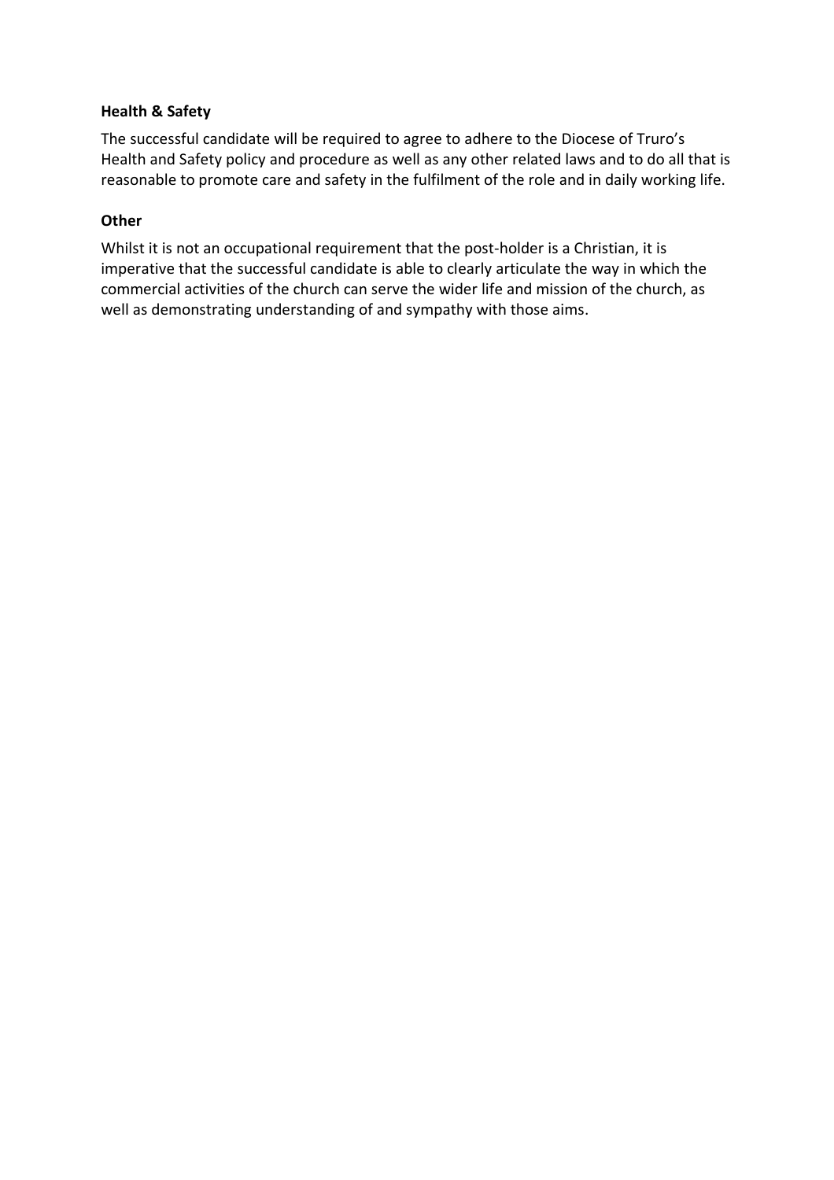### Health & Safety

The successful candidate will be required to agree to adhere to the Diocese of Truro's Health and Safety policy and procedure as well as any other related laws and to do all that is reasonable to promote care and safety in the fulfilment of the role and in daily working life.

### Other

Whilst it is not an occupational requirement that the post-holder is a Christian, it is imperative that the successful candidate is able to clearly articulate the way in which the commercial activities of the church can serve the wider life and mission of the church, as well as demonstrating understanding of and sympathy with those aims.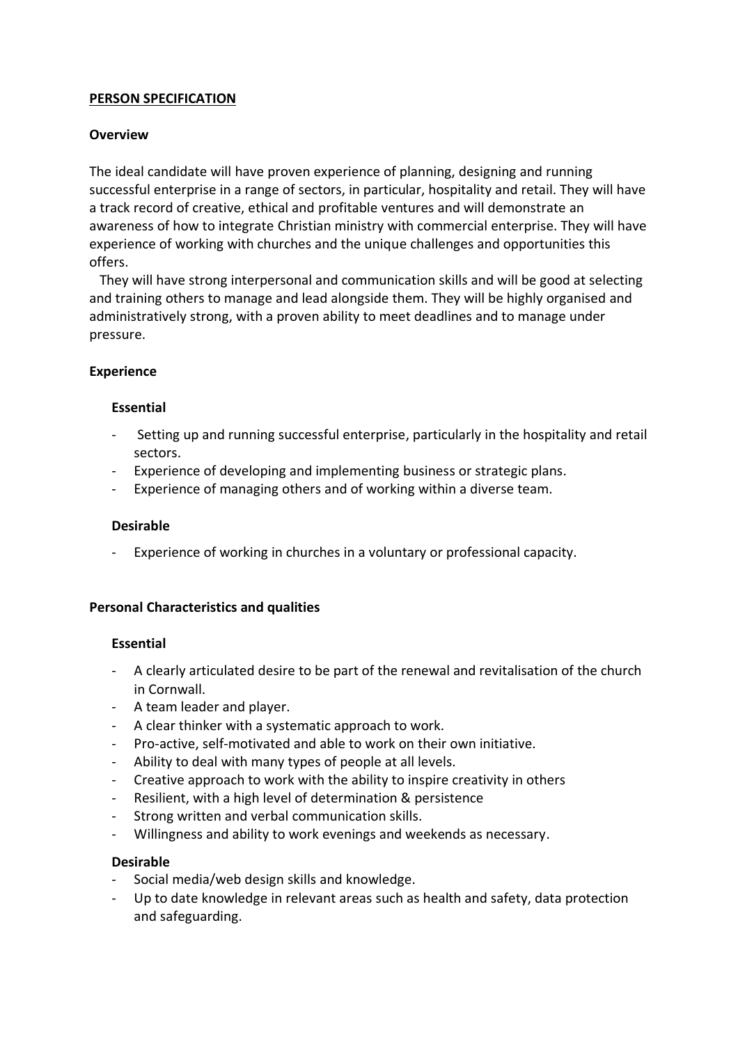# PERSON SPECIFICATION

## Overview

The ideal candidate will have proven experience of planning, designing and running successful enterprise in a range of sectors, in particular, hospitality and retail. They will have a track record of creative, ethical and profitable ventures and will demonstrate an awareness of how to integrate Christian ministry with commercial enterprise. They will have experience of working with churches and the unique challenges and opportunities this offers.

They will have strong interpersonal and communication skills and will be good at selecting and training others to manage and lead alongside them. They will be highly organised and administratively strong, with a proven ability to meet deadlines and to manage under pressure.

## Experience

### Essential

- Setting up and running successful enterprise, particularly in the hospitality and retail sectors.
- Experience of developing and implementing business or strategic plans.
- Experience of managing others and of working within a diverse team.

### Desirable

- Experience of working in churches in a voluntary or professional capacity.

## Personal Characteristics and qualities

### Essential

- A clearly articulated desire to be part of the renewal and revitalisation of the church in Cornwall.
- A team leader and player.
- A clear thinker with a systematic approach to work.
- Pro-active, self-motivated and able to work on their own initiative.
- Ability to deal with many types of people at all levels.
- Creative approach to work with the ability to inspire creativity in others
- Resilient, with a high level of determination & persistence
- Strong written and verbal communication skills.
- Willingness and ability to work evenings and weekends as necessary.

### Desirable

- Social media/web design skills and knowledge.
- Up to date knowledge in relevant areas such as health and safety, data protection and safeguarding.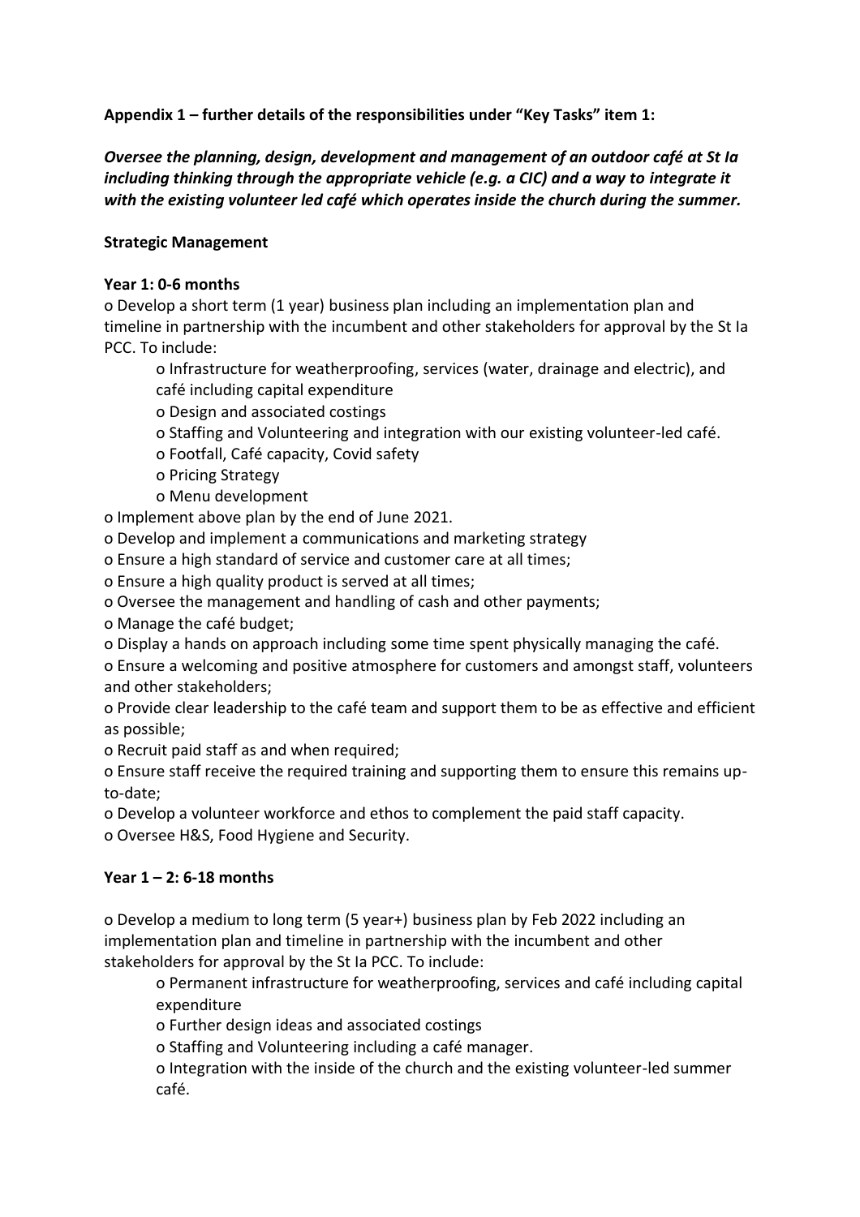**Appendix 1 – further details of the responsibilities under "Key Tasks" item 1:**

***Oversee the planning, design, development and management of an outdoor café at St Ia including thinking through the appropriate vehicle (e.g. a CIC) and a way to integrate it with the existing volunteer led café which operates inside the church during the summer.***

**Strategic Management**

**Year 1: 0-6 months**

- Develop a short term (1 year) business plan including an implementation plan and timeline in partnership with the incumbent and other stakeholders for approval by the St Ia PCC. To include:
    - Infrastructure for weatherproofing, services (water, drainage and electric), and café including capital expenditure
    - Design and associated costings
    - Staffing and Volunteering and integration with our existing volunteer-led café.
    - Footfall, Café capacity, Covid safety
    - Pricing Strategy
    - Menu development
- Implement above plan by the end of June 2021.
- Develop and implement a communications and marketing strategy
- Ensure a high standard of service and customer care at all times;
- Ensure a high quality product is served at all times;
- Oversee the management and handling of cash and other payments;
- Manage the café budget;
- Display a hands on approach including some time spent physically managing the café.
- Ensure a welcoming and positive atmosphere for customers and amongst staff, volunteers and other stakeholders;
- Provide clear leadership to the café team and support them to be as effective and efficient as possible;
- Recruit paid staff as and when required;
- Ensure staff receive the required training and supporting them to ensure this remains up-to-date;
- Develop a volunteer workforce and ethos to complement the paid staff capacity.
- Oversee H&S, Food Hygiene and Security.

**Year 1 – 2: 6-18 months**

- Develop a medium to long term (5 year+) business plan by Feb 2022 including an implementation plan and timeline in partnership with the incumbent and other stakeholders for approval by the St Ia PCC. To include:
    - Permanent infrastructure for weatherproofing, services and café including capital expenditure
    - Further design ideas and associated costings
    - Staffing and Volunteering including a café manager.
    - Integration with the inside of the church and the existing volunteer-led summer café.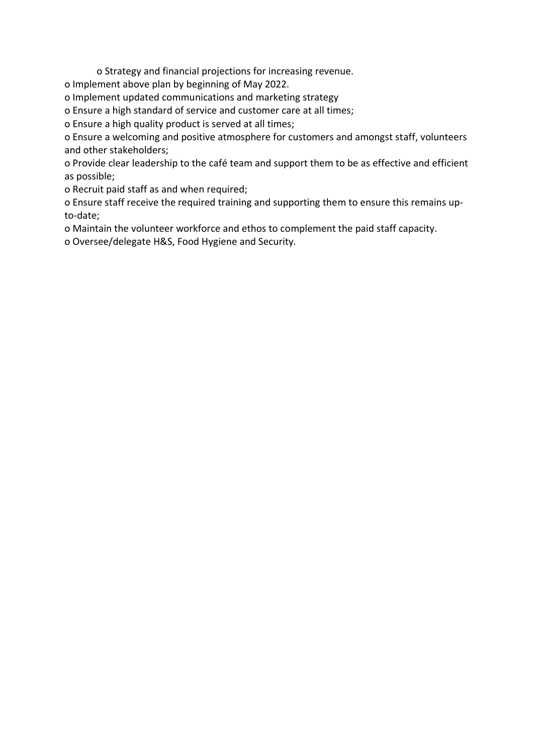- Strategy and financial projections for increasing revenue.
- Implement above plan by beginning of May 2022.
- Implement updated communications and marketing strategy
- Ensure a high standard of service and customer care at all times;
- Ensure a high quality product is served at all times;
- Ensure a welcoming and positive atmosphere for customers and amongst staff, volunteers and other stakeholders;
- Provide clear leadership to the café team and support them to be as effective and efficient as possible;
- Recruit paid staff as and when required;
- Ensure staff receive the required training and supporting them to ensure this remains up-to-date;
- Maintain the volunteer workforce and ethos to complement the paid staff capacity.
- Oversee/delegate H&S, Food Hygiene and Security.